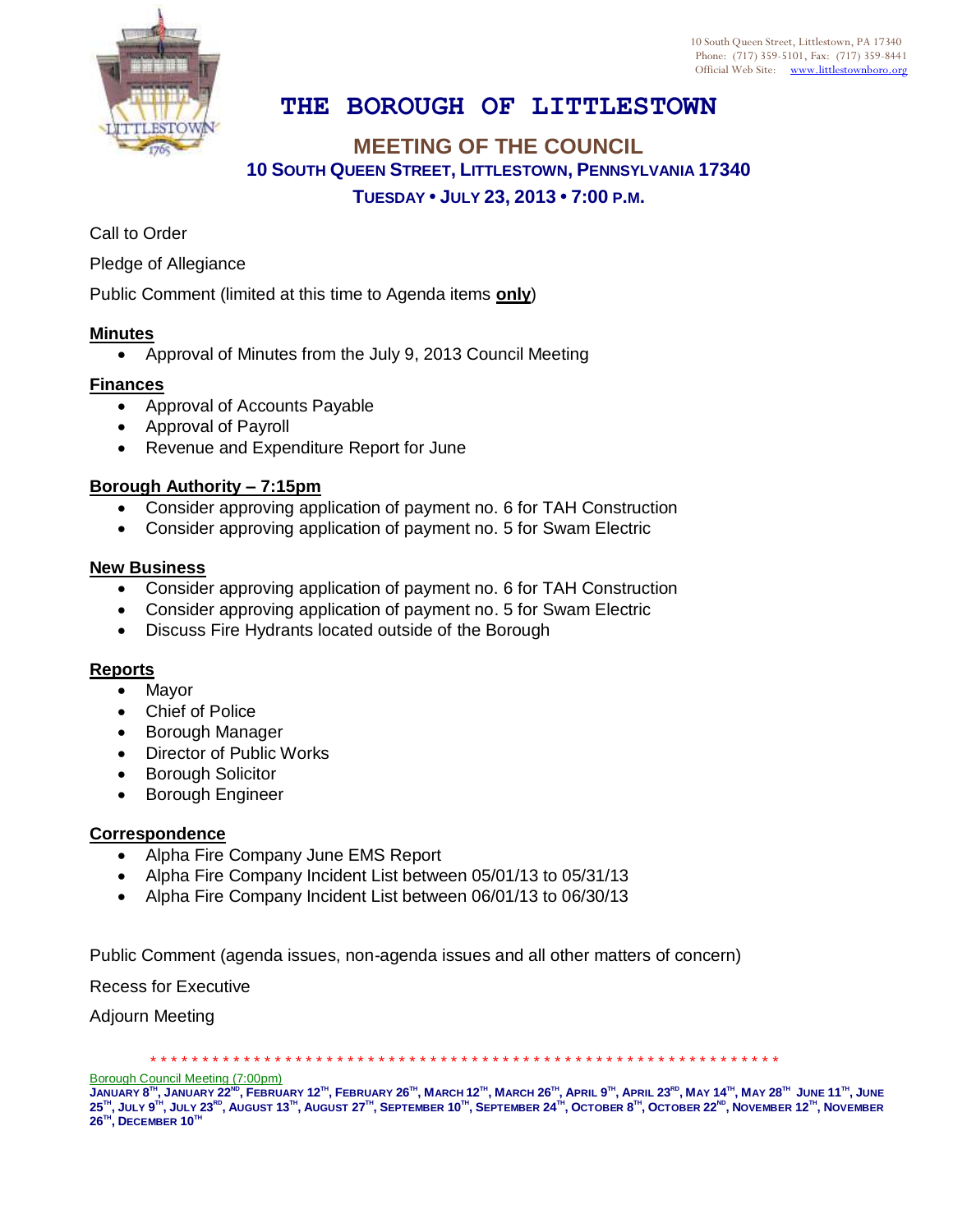10 South Queen Street, Littlestown, PA 17340
Phone: (717) 359-5101, Fax: (717) 359-8441
Official Web Site: www.littlestownboro.org

# THE BOROUGH OF LITTLESTOWN

## MEETING OF THE COUNCIL

### 10 SOUTH QUEEN STREET, LITTLESTOWN, PENNSYLVANIA 17340

### TUESDAY • JULY 23, 2013 • 7:00 P.M.

Call to Order

Pledge of Allegiance

Public Comment (limited at this time to Agenda items **only**)

**Minutes**

- Approval of Minutes from the July 9, 2013 Council Meeting

**Finances**

- Approval of Accounts Payable
- Approval of Payroll
- Revenue and Expenditure Report for June

**Borough Authority – 7:15pm**

- Consider approving application of payment no. 6 for TAH Construction
- Consider approving application of payment no. 5 for Swam Electric

**New Business**

- Consider approving application of payment no. 6 for TAH Construction
- Consider approving application of payment no. 5 for Swam Electric
- Discuss Fire Hydrants located outside of the Borough

**Reports**

- Mayor
- Chief of Police
- Borough Manager
- Director of Public Works
- Borough Solicitor
- Borough Engineer

**Correspondence**

- Alpha Fire Company June EMS Report
- Alpha Fire Company Incident List between 05/01/13 to 05/31/13
- Alpha Fire Company Incident List between 06/01/13 to 06/30/13

Public Comment (agenda issues, non-agenda issues and all other matters of concern)

Recess for Executive

Adjourn Meeting

* * * * * * * * * * * * * * * * * * * * * * * * * * * * * * * * * * * * * * * * * * * * * * * * * * * * * * * * * * * * * * * *

Borough Council Meeting (7:00pm)

**JANUARY 8TH, JANUARY 22ND, FEBRUARY 12TH, FEBRUARY 26TH, MARCH 12TH, MARCH 26TH, APRIL 9TH, APRIL 23RD, MAY 14TH, MAY 28TH JUNE 11TH, JUNE 25TH, JULY 9TH, JULY 23RD, AUGUST 13TH, AUGUST 27TH, SEPTEMBER 10TH, SEPTEMBER 24TH, OCTOBER 8TH, OCTOBER 22ND, NOVEMBER 12TH, NOVEMBER 26TH, DECEMBER 10TH**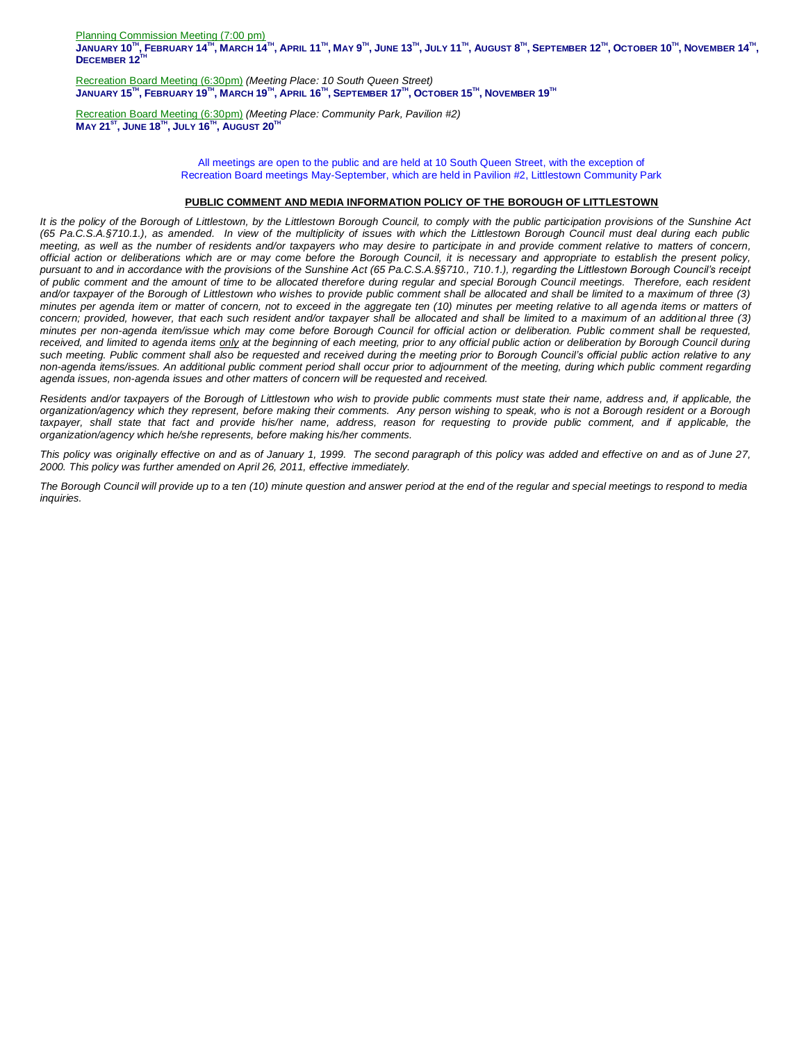Planning Commission Meeting (7:00 pm)

**JANUARY 10TH, FEBRUARY 14TH, MARCH 14TH, APRIL 11TH, MAY 9TH, JUNE 13TH, JULY 11TH, AUGUST 8TH, SEPTEMBER 12TH, OCTOBER 10TH, NOVEMBER 14TH, DECEMBER 12TH**

Recreation Board Meeting (6:30pm) *(Meeting Place: 10 South Queen Street)*

**JANUARY 15TH, FEBRUARY 19TH, MARCH 19TH, APRIL 16TH, SEPTEMBER 17TH, OCTOBER 15TH, NOVEMBER 19TH**

Recreation Board Meeting (6:30pm) *(Meeting Place: Community Park, Pavilion #2)*

**MAY 21ST, JUNE 18TH, JULY 16TH, AUGUST 20TH**

All meetings are open to the public and are held at 10 South Queen Street, with the exception of Recreation Board meetings May-September, which are held in Pavilion #2, Littlestown Community Park

## PUBLIC COMMENT AND MEDIA INFORMATION POLICY OF THE BOROUGH OF LITTLESTOWN

*It is the policy of the Borough of Littlestown, by the Littlestown Borough Council, to comply with the public participation provisions of the Sunshine Act (65 Pa.C.S.A.§710.1.), as amended. In view of the multiplicity of issues with which the Littlestown Borough Council must deal during each public meeting, as well as the number of residents and/or taxpayers who may desire to participate in and provide comment relative to matters of concern, official action or deliberations which are or may come before the Borough Council, it is necessary and appropriate to establish the present policy, pursuant to and in accordance with the provisions of the Sunshine Act (65 Pa.C.S.A.§§710., 710.1.), regarding the Littlestown Borough Council's receipt of public comment and the amount of time to be allocated therefore during regular and special Borough Council meetings. Therefore, each resident and/or taxpayer of the Borough of Littlestown who wishes to provide public comment shall be allocated and shall be limited to a maximum of three (3) minutes per agenda item or matter of concern, not to exceed in the aggregate ten (10) minutes per meeting relative to all agenda items or matters of concern; provided, however, that each such resident and/or taxpayer shall be allocated and shall be limited to a maximum of an additional three (3) minutes per non-agenda item/issue which may come before Borough Council for official action or deliberation. Public comment shall be requested, received, and limited to agenda items only at the beginning of each meeting, prior to any official public action or deliberation by Borough Council during such meeting. Public comment shall also be requested and received during the meeting prior to Borough Council's official public action relative to any non-agenda items/issues. An additional public comment period shall occur prior to adjournment of the meeting, during which public comment regarding agenda issues, non-agenda issues and other matters of concern will be requested and received.*

*Residents and/or taxpayers of the Borough of Littlestown who wish to provide public comments must state their name, address and, if applicable, the organization/agency which they represent, before making their comments. Any person wishing to speak, who is not a Borough resident or a Borough taxpayer, shall state that fact and provide his/her name, address, reason for requesting to provide public comment, and if applicable, the organization/agency which he/she represents, before making his/her comments.*

*This policy was originally effective on and as of January 1, 1999. The second paragraph of this policy was added and effective on and as of June 27, 2000. This policy was further amended on April 26, 2011, effective immediately.*

*The Borough Council will provide up to a ten (10) minute question and answer period at the end of the regular and special meetings to respond to media inquiries.*